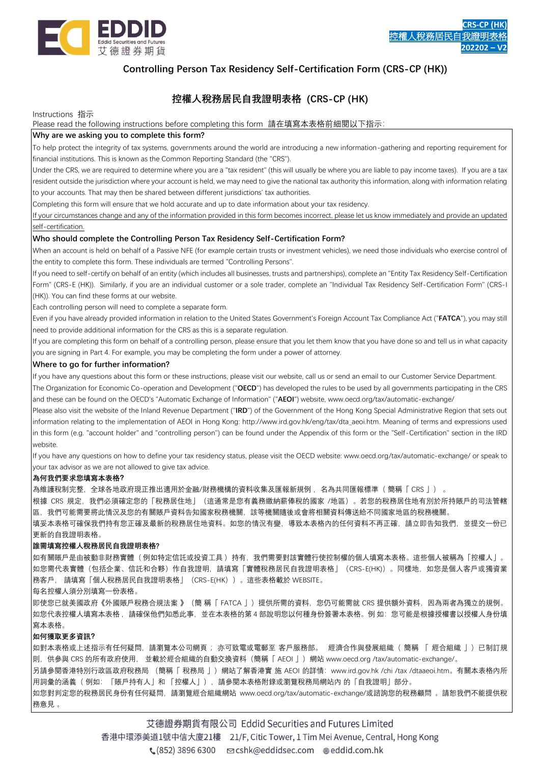CRS-CP (HK)
控權人稅務居民自我證明表格
202202 – V2

# Controlling Person Tax Residency Self-Certification Form (CRS-CP (HK))

# 控權人稅務居民自我證明表格 (CRS-CP (HK)

Instructions 指示

Please read the following instructions before completing this form 請在填寫本表格前細閱以下指示:

**Why are we asking you to complete this form?**

To help protect the integrity of tax systems, governments around the world are introducing a new information-gathering and reporting requirement for financial institutions. This is known as the Common Reporting Standard (the "CRS").

Under the CRS, we are required to determine where you are a "tax resident" (this will usually be where you are liable to pay income taxes). If you are a tax resident outside the jurisdiction where your account is held, we may need to give the national tax authority this information, along with information relating to your accounts. That may then be shared between different jurisdictions' tax authorities.

Completing this form will ensure that we hold accurate and up to date information about your tax residency.

If your circumstances change and any of the information provided in this form becomes incorrect, please let us know immediately and provide an updated self-certification.

**Who should complete the Controlling Person Tax Residency Self-Certification Form?**

When an account is held on behalf of a Passive NFE (for example certain trusts or investment vehicles), we need those individuals who exercise control of the entity to complete this form. These individuals are termed "Controlling Persons".

If you need to self-certify on behalf of an entity (which includes all businesses, trusts and partnerships), complete an "Entity Tax Residency Self-Certification Form" (CRS-E (HK)). Similarly, if you are an individual customer or a sole trader, complete an "Individual Tax Residency Self-Certification Form" (CRS-I (HK)). You can find these forms at our website.

Each controlling person will need to complete a separate form.

Even if you have already provided information in relation to the United States Government's Foreign Account Tax Compliance Act ("**FATCA**"), you may still need to provide additional information for the CRS as this is a separate regulation.

If you are completing this form on behalf of a controlling person, please ensure that you let them know that you have done so and tell us in what capacity you are signing in Part 4. For example, you may be completing the form under a power of attorney.

**Where to go for further information?**

If you have any questions about this form or these instructions, please visit our website, call us or send an email to our Customer Service Department.

The Organization for Economic Co-operation and Development ("**OECD**") has developed the rules to be used by all governments participating in the CRS and these can be found on the OECD's "Automatic Exchange of Information" ("**AEOI**") website, www.oecd.org/tax/automatic-exchange/

Please also visit the website of the Inland Revenue Department ("**IRD**") of the Government of the Hong Kong Special Administrative Region that sets out information relating to the implementation of AEOI in Hong Kong: http://www.ird.gov.hk/eng/tax/dta_aeoi.htm. Meaning of terms and expressions used in this form (e.g. "account holder" and "controlling person") can be found under the Appendix of this form or the "Self-Certification" section in the IRD website.

If you have any questions on how to define your tax residency status, please visit the OECD website: www.oecd.org/tax/automatic-exchange/ or speak to your tax advisor as we are not allowed to give tax advice.

**為何我們要求您填寫本表格?**

為維護稅制完整，全球各地政府現正推出適用於金融/財務機構的資料收集及匯報新規例，名為共同匯報標準（簡稱「CRS」）。

根據 CRS 規定，我們必須確定您的「稅務居住地」（這通常是您有義務繳納薪俸稅的國家 /地區）。若您的稅務居住地有別於所持賬戶的司法管轄區，我們可能需要將此情況及您的有關賬戶資料告知國家稅務機關，該等機關隨後或會將相關資料傳送給不同國家地區的稅務機關。

填妥本表格可確保我們持有您正確及最新的稅務居住地資料。如您的情況有變，導致本表格內的任何資料不再正確，請立即告知我們，並提交一份已更新的自我證明表格。

**誰需填寫控權人稅務居民自我證明表格?**

如有關賬戶是由被動非財務實體（例如特定信託或投資工具）持有，我們需要對該實體行使控制權的個人填寫本表格。這些個人被稱為「控權人」。

如您需代表實體（包括企業、信託和合夥）作自我證明，請填寫「實體稅務居民自我證明表格」（CRS-E(HK)）。同樣地，如您是個人客戶或獨資業務客戶，請填寫「個人稅務居民自我證明表格」（CRS-E(HK)）。這些表格載於 WEBSITE。

每名控權人須分別填寫一份表格。

即使您已就美國政府《外國賬戶稅務合規法案》（簡稱「FATCA」）提供所需的資料，您仍可能需就 CRS 提供額外資料，因為兩者為獨立的規例。

如您代表控權人填寫本表格，請確保他們知悉此事，並在本表格的第 4 部說明您以何種身份簽署本表格。例如：您可能是根據授權書以授權人身份填寫本表格。

**如何獲取更多資訊?**

如對本表格或上述指示有任何疑問，請瀏覽本公司網頁；亦可致電或電郵至 客戶服務部。 經濟合作與發展組織（簡稱「經合組織」）已制訂規則，供參與 CRS 的所有政府使用，並載於經合組織的自動交換資料（簡稱「AEOI」）網站 www.oecd.org /tax/automatic-exchange/。

另請參閱香港特別行政區政府稅務局（簡稱「稅務局」）網站了解香港實 施 AEOI 的詳情：www.ird.gov.hk /chi /tax /dtaaeoi.htm。有關本表格內所用詞彙的涵義（例如：「賬戶持有人」和「控權人」），請參閱本表格附錄或瀏覽稅務局網站內 的「自我證明」部分。

如您對判定您的稅務居民身份有任何疑問，請瀏覽經合組織網站 www.oecd.org/tax/automatic-exchange/或諮詢您的稅務顧問 。請恕我們不能提供稅務意見 。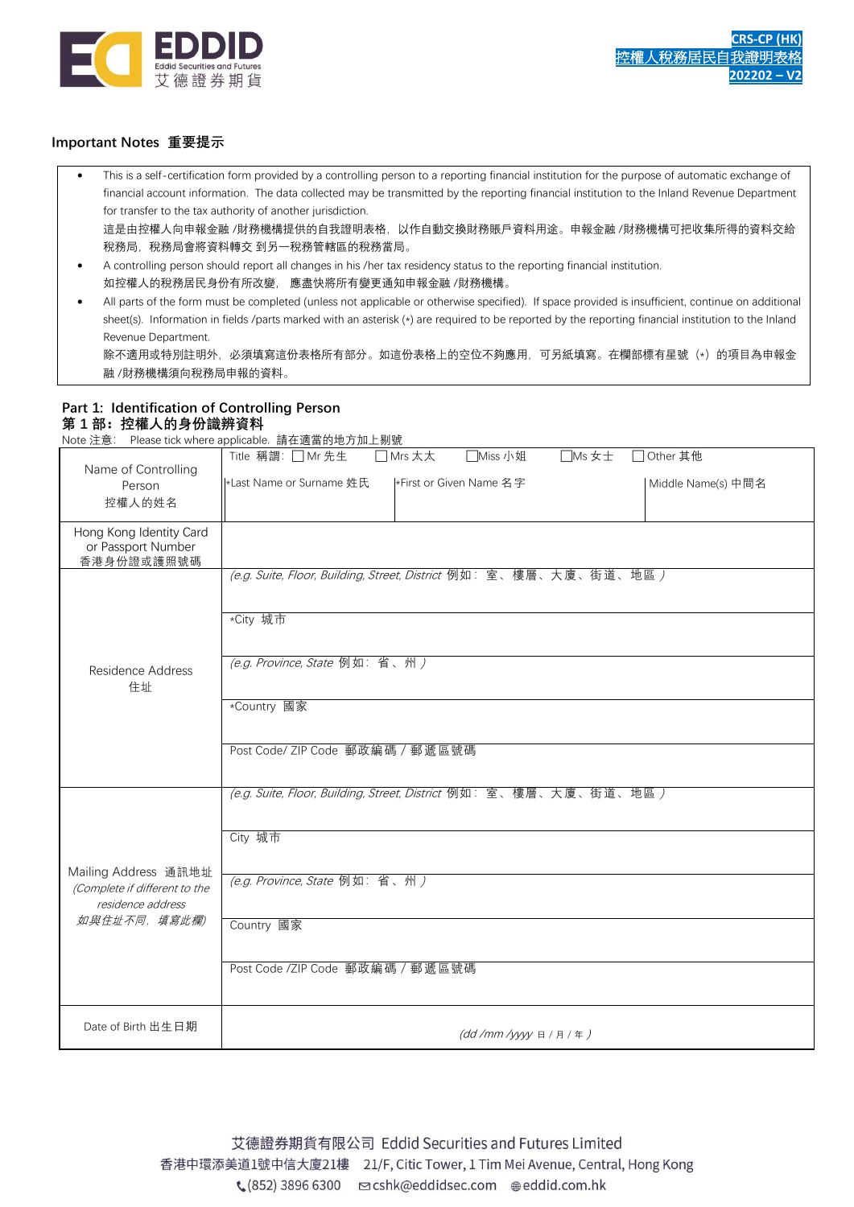CRS-CP (HK)
控權人稅務居民自我證明表格
202202 – V2

## Important Notes 重要提示

- This is a self-certification form provided by a controlling person to a reporting financial institution for the purpose of automatic exchange of financial account information. The data collected may be transmitted by the reporting financial institution to the Inland Revenue Department for transfer to the tax authority of another jurisdiction.
  這是由控權人向申報金融 /財務機構提供的自我證明表格，以作自動交換財務賬戶資料用途。申報金融 /財務機構可把收集所得的資料交給稅務局，稅務局會將資料轉交 到另一稅務管轄區的稅務當局。
- A controlling person should report all changes in his /her tax residency status to the reporting financial institution.
  如控權人的稅務居民身份有所改變， 應盡快將所有變更通知申報金融 /財務機構。
- All parts of the form must be completed (unless not applicable or otherwise specified). If space provided is insufficient, continue on additional sheet(s). Information in fields /parts marked with an asterisk (*) are required to be reported by the reporting financial institution to the Inland Revenue Department.
  除不適用或特別註明外， 必須填寫這份表格所有部分。如這份表格上的空位不夠應用， 可另紙填寫。在欄部標有星號（*）的項目為申報金融 /財務機構須向稅務局申報的資料。

## Part 1: Identification of Controlling Person
## 第 1 部：控權人的身份識辨資料

Note 注意： Please tick where applicable. 請在適當的地方加上剔號

| | | | |
|---|---|---|---|
| Name of Controlling Person 控權人的姓名 | Title 稱謂： ☐ Mr 先生 ☐ Mrs 太太 ☐ Miss 小姐 ☐ Ms 女士 ☐ Other 其他 | | |
| | *Last Name or Surname 姓氏 | *First or Given Name 名字 | Middle Name(s) 中間名 |
| Hong Kong Identity Card or Passport Number 香港身份證或護照號碼 | | | |
| Residence Address 住址 | *(e.g. Suite, Floor, Building, Street, District* 例如：室、樓層、大廈、街道、地區 *)* | | |
| | *City 城市 | | |
| | *(e.g. Province, State* 例如：省、州 *)* | | |
| | *Country 國家 | | |
| | Post Code/ ZIP Code 郵政編碼 / 郵遞區號碼 | | |
| Mailing Address 通訊地址 *(Complete if different to the residence address 如與住址不同，填寫此欄)* | *(e.g. Suite, Floor, Building, Street, District* 例如：室、樓層、大廈、街道、地區 *)* | | |
| | City 城市 | | |
| | *(e.g. Province, State* 例如：省、州 *)* | | |
| | Country 國家 | | |
| | Post Code /ZIP Code 郵政編碼 / 郵遞區號碼 | | |
| Date of Birth 出生日期 | *(dd /mm /yyyy* 日 / 月 / 年 *)* | | |

艾德證券期貨有限公司 Eddid Securities and Futures Limited
香港中環添美道1號中信大廈21樓 21/F, Citic Tower, 1 Tim Mei Avenue, Central, Hong Kong
(852) 3896 6300 cshk@eddidsec.com eddid.com.hk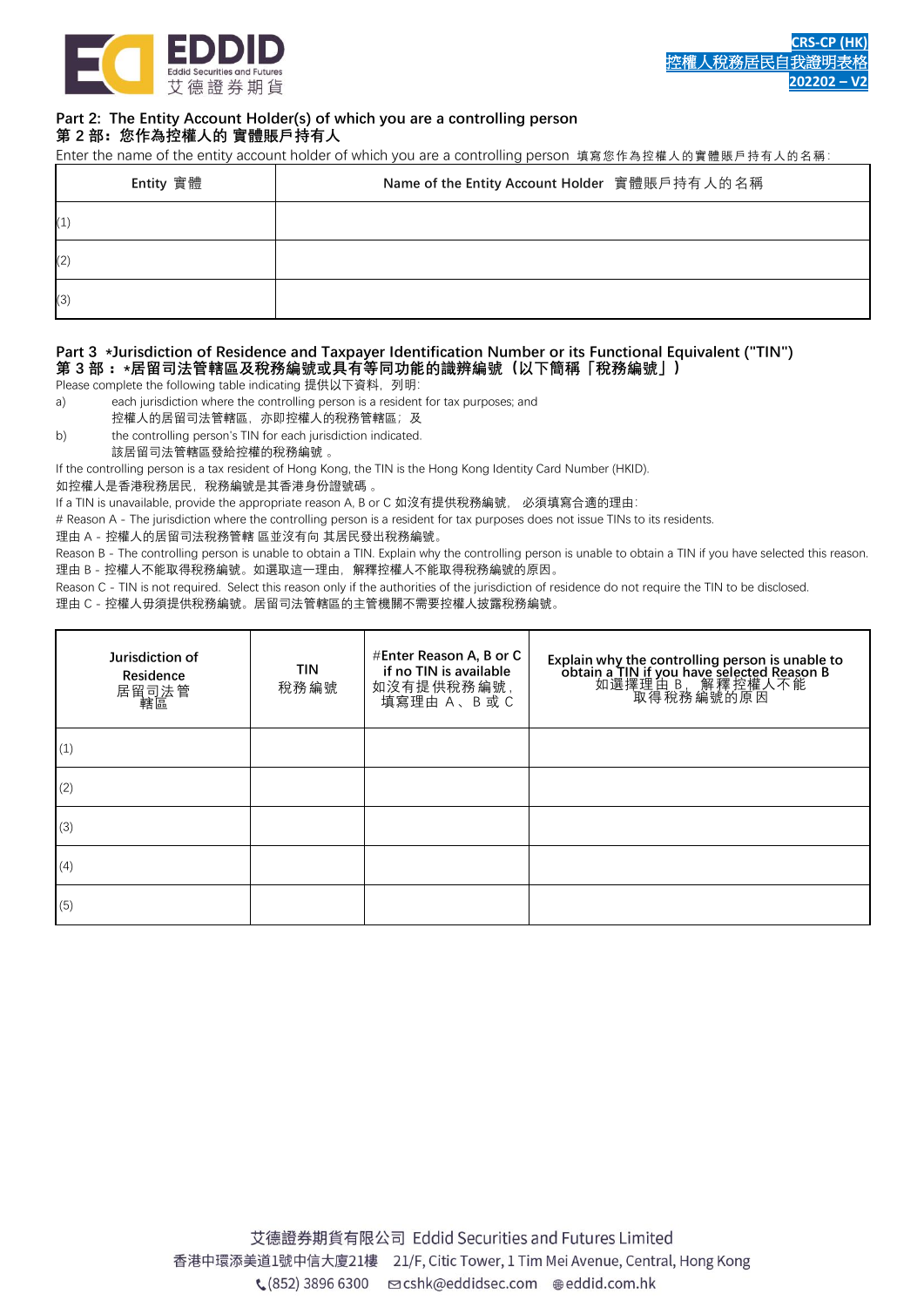## Part 2: The Entity Account Holder(s) of which you are a controlling person
## 第 2 部：您作為控權人的 實體賬戶持有人

Enter the name of the entity account holder of which you are a controlling person 填寫您作為控權人的實體賬戶持有人的名稱:

| Entity 實體 | Name of the Entity Account Holder 實體賬戶持有人的名稱 |
|---|---|
| (1) | |
| (2) | |
| (3) | |

## Part 3 *Jurisdiction of Residence and Taxpayer Identification Number or its Functional Equivalent ("TIN")
## 第 3 部：*居留司法管轄區及稅務編號或具有等同功能的識辨編號（以下簡稱「稅務編號」）

Please complete the following table indicating 提供以下資料，列明:

a) each jurisdiction where the controlling person is a resident for tax purposes; and
控權人的居留司法管轄區，亦即控權人的稅務管轄區；及

b) the controlling person's TIN for each jurisdiction indicated.
該居留司法管轄區發給控權的稅務編號 。

If the controlling person is a tax resident of Hong Kong, the TIN is the Hong Kong Identity Card Number (HKID).
如控權人是香港稅務居民，稅務編號是其香港身份證號碼 。

If a TIN is unavailable, provide the appropriate reason A, B or C 如沒有提供稅務編號， 必須填寫合適的理由:

# Reason A - The jurisdiction where the controlling person is a resident for tax purposes does not issue TINs to its residents.
理由 A - 控權人的居留司法稅務管轄 區並沒有向 其居民發出稅務編號。

Reason B - The controlling person is unable to obtain a TIN. Explain why the controlling person is unable to obtain a TIN if you have selected this reason.
理由 B - 控權人不能取得稅務編號。如選取這一理由， 解釋控權人不能取得稅務編號的原因。

Reason C - TIN is not required. Select this reason only if the authorities of the jurisdiction of residence do not require the TIN to be disclosed.
理由 C - 控權人毋須提供稅務編號。居留司法管轄區的主管機關不需要控權人披露稅務編號。

| Jurisdiction of Residence 居留司法管轄區 | TIN 稅務編號 | #Enter Reason A, B or C if no TIN is available 如沒有提供稅務編號，填寫理由 A、B 或 C | Explain why the controlling person is unable to obtain a TIN if you have selected Reason B 如選擇理由 B，解釋控權人不能取得稅務編號的原因 |
|---|---|---|---|
| (1) | | | |
| (2) | | | |
| (3) | | | |
| (4) | | | |
| (5) | | | |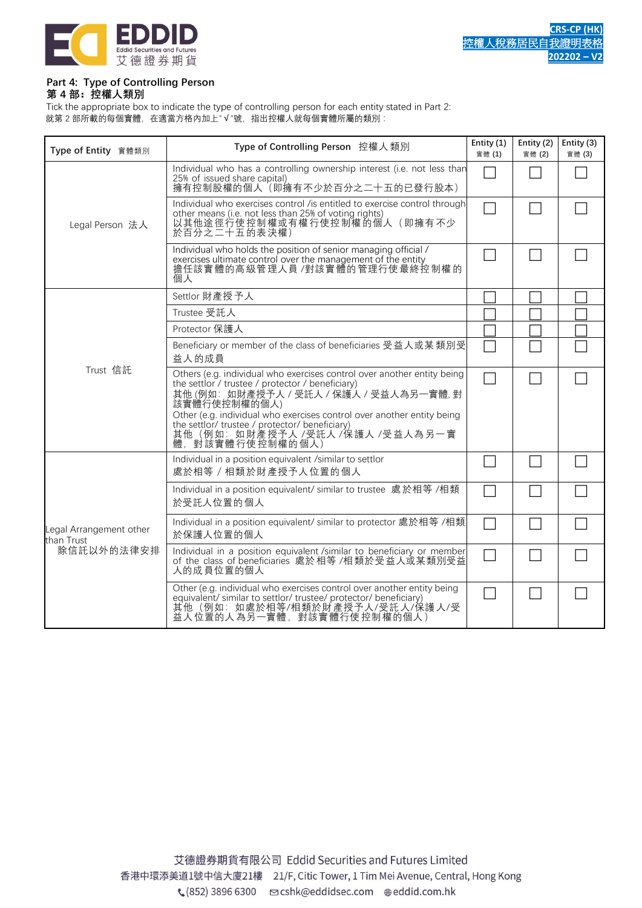**Part 4: Type of Controlling Person**
**第 4 部：控權人類別**

Tick the appropriate box to indicate the type of controlling person for each entity stated in Part 2:
就第 2 部所載的每個實體，在適當方格內加上"√"號，指出控權人就每個實體所屬的類別：

| Type of Entity 實體類別 | Type of Controlling Person 控權人類別 | Entity (1) 實體 (1) | Entity (2) 實體 (2) | Entity (3) 實體 (3) |
|---|---|---|---|---|
| Legal Person 法人 | Individual who has a controlling ownership interest (i.e. not less than 25% of issued share capital) 擁有控制股權的個人（即擁有不少於百分之二十五的已發行股本） | ☐ | ☐ | ☐ |
| | Individual who exercises control /is entitled to exercise control through other means (i.e. not less than 25% of voting rights) 以其他途徑行使控制權或有權行使控制權的個人（即擁有不少於百分之二十五的表決權） | ☐ | ☐ | ☐ |
| | Individual who holds the position of senior managing official / exercises ultimate control over the management of the entity 擔任該實體的高級管理人員 /對該實體的管理行使最終控制權的個人 | ☐ | ☐ | ☐ |
| Trust 信託 | Settlor 財產授予人 | ☐ | ☐ | ☐ |
| | Trustee 受託人 | ☐ | ☐ | ☐ |
| | Protector 保護人 | ☐ | ☐ | ☐ |
| | Beneficiary or member of the class of beneficiaries 受益人或某類別受益人的成員 | ☐ | ☐ | ☐ |
| | Others (e.g. individual who exercises control over another entity being the settlor / trustee / protector / beneficiary) 其他 (例如：如財產授予人 / 受託人 / 保護人 / 受益人為另一實體, 對該實體行使控制權的個人) Other (e.g. individual who exercises control over another entity being the settlor/ trustee / protector/ beneficiary) 其他（例如：如財產授予人 /受託人 /保護人 /受益人為另一實體，對該實體行使控制權的個人） | ☐ | ☐ | ☐ |
| Legal Arrangement other than Trust 除信託以外的法律安排 | Individual in a position equivalent /similar to settlor 處於相等 / 相類於財產授予人位置的個人 | ☐ | ☐ | ☐ |
| | Individual in a position equivalent/ similar to trustee 處於相等 /相類於受託人位置的個人 | ☐ | ☐ | ☐ |
| | Individual in a position equivalent/ similar to protector 處於相等 /相類於保護人位置的個人 | ☐ | ☐ | ☐ |
| | Individual in a position equivalent /similar to beneficiary or member of the class of beneficiaries 處於相等 /相類於受益人或某類別受益人的成員位置的個人 | ☐ | ☐ | ☐ |
| | Other (e.g. individual who exercises control over another entity being equivalent/ similar to settlor/ trustee/ protector/ beneficiary) 其他（例如：如處於相等/相類於財產授予人/受託人/保護人/受益人位置的人為另一實體，對該實體行使控制權的個人） | ☐ | ☐ | ☐ |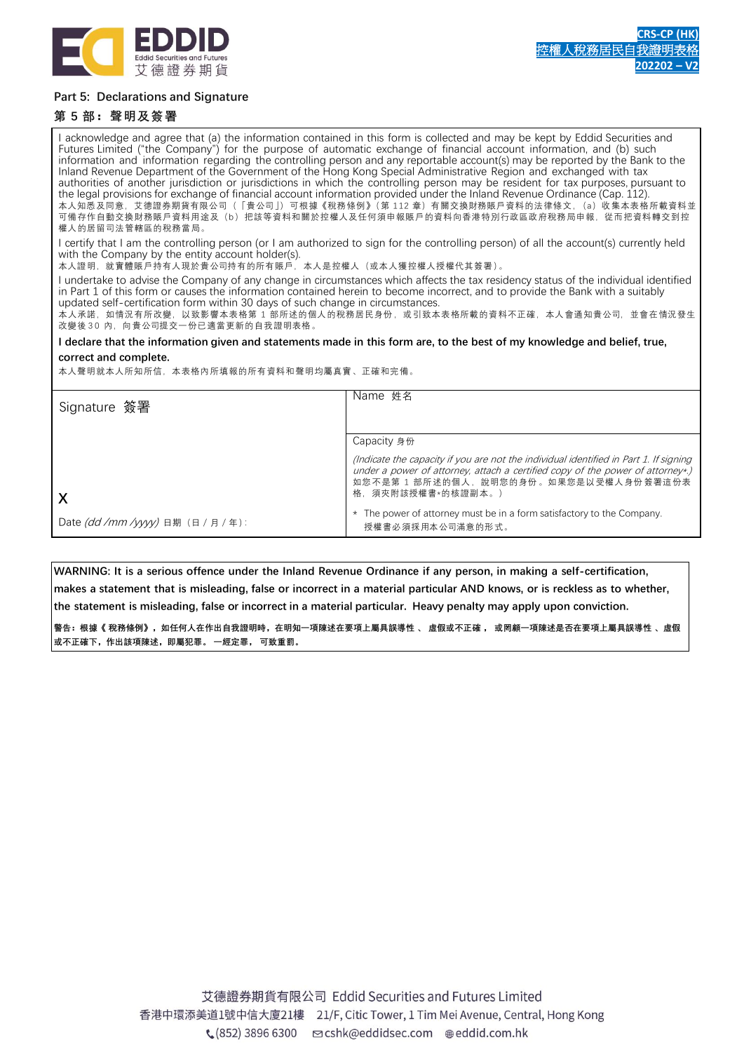## Part 5: Declarations and Signature

## 第 5 部：聲明及簽署

I acknowledge and agree that (a) the information contained in this form is collected and may be kept by Eddid Securities and Futures Limited ("the Company") for the purpose of automatic exchange of financial account information, and (b) such information and information regarding the controlling person and any reportable account(s) may be reported by the Bank to the Inland Revenue Department of the Government of the Hong Kong Special Administrative Region and exchanged with tax authorities of another jurisdiction or jurisdictions in which the controlling person may be resident for tax purposes, pursuant to the legal provisions for exchange of financial account information provided under the Inland Revenue Ordinance (Cap. 112).

本人知悉及同意，艾德證券期貨有限公司（「貴公司」）可根據《稅務條例》（第 112 章）有關交換財務賬戶資料的法律條文，（a）收集本表格所載資料並可備存作自動交換財務賬戶資料用途及（b）把該等資料和關於控權人及任何須申報賬戶的資料向香港特別行政區政府稅務局申報，從而把資料轉交到控權人的居留司法管轄區的稅務當局。

I certify that I am the controlling person (or I am authorized to sign for the controlling person) of all the account(s) currently held with the Company by the entity account holder(s).

本人證明，就實體賬戶持有人現於貴公司持有的所有賬戶，本人是控權人（或本人獲控權人授權代其簽署）。

I undertake to advise the Company of any change in circumstances which affects the tax residency status of the individual identified in Part 1 of this form or causes the information contained herein to become incorrect, and to provide the Bank with a suitably updated self-certification form within 30 days of such change in circumstances.

本人承諾，如情況有所改變，以致影響本表格第 1 部所述的個人的稅務居民身份，或引致本表格所載的資料不正確，本人會通知貴公司，並會在情況發生改變後 30 內，向貴公司提交一份已適當更新的自我證明表格。

**I declare that the information given and statements made in this form are, to the best of my knowledge and belief, true, correct and complete.**

本人聲明就本人所知所信，本表格內所填報的所有資料和聲明均屬真實、正確和完備。

| Signature 簽署 | Name 姓名 |
|---|---|
| X | Capacity 身份<br>*(Indicate the capacity if you are not the individual identified in Part 1. If signing under a power of attorney, attach a certified copy of the power of attorney*.)*<br>如您不是第 1 部所述的個人，說明您的身份。如果您是以受權人身份簽署這份表格，須夾附該授權書*的核證副本。） |
| Date *(dd /mm /yyyy)* 日期（日 / 月 / 年）: | * The power of attorney must be in a form satisfactory to the Company.<br>授權書必須採用本公司滿意的形式。 |

**WARNING: It is a serious offence under the Inland Revenue Ordinance if any person, in making a self-certification, makes a statement that is misleading, false or incorrect in a material particular AND knows, or is reckless as to whether, the statement is misleading, false or incorrect in a material particular. Heavy penalty may apply upon conviction.**

**警告：根據《稅務條例》，如任何人在作出自我證明時，在明知一項陳述在要項上屬具誤導性、虛假或不正確，或罔顧一項陳述是否在要項上屬具誤導性、虛假或不正確下，作出該項陳述，即屬犯罪。一經定罪，可致重罰。**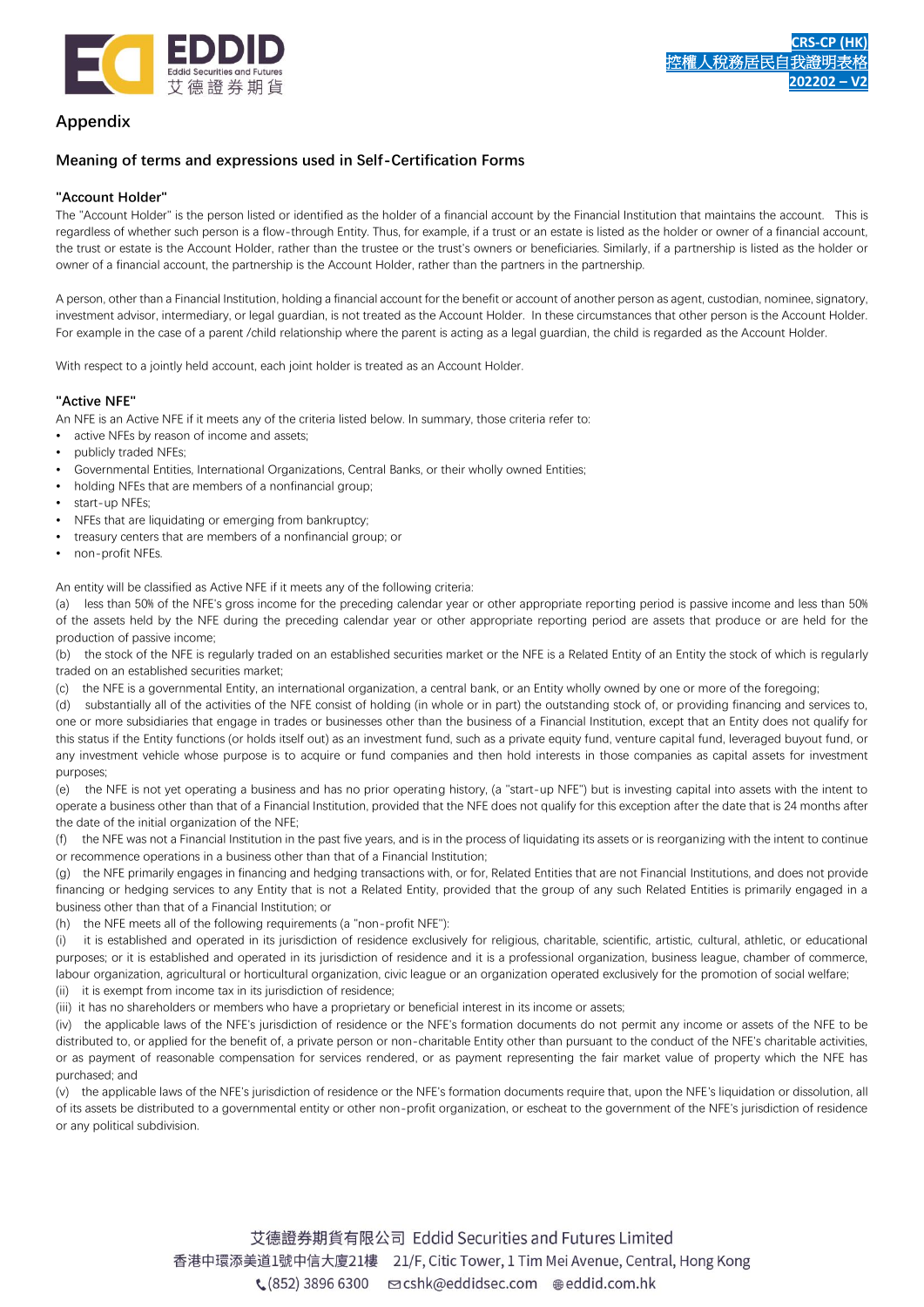## Appendix

### Meaning of terms and expressions used in Self-Certification Forms

**"Account Holder"**

The "Account Holder" is the person listed or identified as the holder of a financial account by the Financial Institution that maintains the account. This is regardless of whether such person is a flow-through Entity. Thus, for example, if a trust or an estate is listed as the holder or owner of a financial account, the trust or estate is the Account Holder, rather than the trustee or the trust's owners or beneficiaries. Similarly, if a partnership is listed as the holder or owner of a financial account, the partnership is the Account Holder, rather than the partners in the partnership.

A person, other than a Financial Institution, holding a financial account for the benefit or account of another person as agent, custodian, nominee, signatory, investment advisor, intermediary, or legal guardian, is not treated as the Account Holder. In these circumstances that other person is the Account Holder. For example in the case of a parent /child relationship where the parent is acting as a legal guardian, the child is regarded as the Account Holder.

With respect to a jointly held account, each joint holder is treated as an Account Holder.

**"Active NFE"**

An NFE is an Active NFE if it meets any of the criteria listed below. In summary, those criteria refer to:

- active NFEs by reason of income and assets;
- publicly traded NFEs;
- Governmental Entities, International Organizations, Central Banks, or their wholly owned Entities;
- holding NFEs that are members of a nonfinancial group;
- start-up NFEs;
- NFEs that are liquidating or emerging from bankruptcy;
- treasury centers that are members of a nonfinancial group; or
- non-profit NFEs.

An entity will be classified as Active NFE if it meets any of the following criteria:

(a) less than 50% of the NFE's gross income for the preceding calendar year or other appropriate reporting period is passive income and less than 50% of the assets held by the NFE during the preceding calendar year or other appropriate reporting period are assets that produce or are held for the production of passive income;

(b) the stock of the NFE is regularly traded on an established securities market or the NFE is a Related Entity of an Entity the stock of which is regularly traded on an established securities market;

(c) the NFE is a governmental Entity, an international organization, a central bank, or an Entity wholly owned by one or more of the foregoing;

(d) substantially all of the activities of the NFE consist of holding (in whole or in part) the outstanding stock of, or providing financing and services to, one or more subsidiaries that engage in trades or businesses other than the business of a Financial Institution, except that an Entity does not qualify for this status if the Entity functions (or holds itself out) as an investment fund, such as a private equity fund, venture capital fund, leveraged buyout fund, or any investment vehicle whose purpose is to acquire or fund companies and then hold interests in those companies as capital assets for investment purposes;

(e) the NFE is not yet operating a business and has no prior operating history, (a "start-up NFE") but is investing capital into assets with the intent to operate a business other than that of a Financial Institution, provided that the NFE does not qualify for this exception after the date that is 24 months after the date of the initial organization of the NFE;

(f) the NFE was not a Financial Institution in the past five years, and is in the process of liquidating its assets or is reorganizing with the intent to continue or recommence operations in a business other than that of a Financial Institution;

(g) the NFE primarily engages in financing and hedging transactions with, or for, Related Entities that are not Financial Institutions, and does not provide financing or hedging services to any Entity that is not a Related Entity, provided that the group of any such Related Entities is primarily engaged in a business other than that of a Financial Institution; or

(h) the NFE meets all of the following requirements (a "non-profit NFE"):

(i) it is established and operated in its jurisdiction of residence exclusively for religious, charitable, scientific, artistic, cultural, athletic, or educational purposes; or it is established and operated in its jurisdiction of residence and it is a professional organization, business league, chamber of commerce, labour organization, agricultural or horticultural organization, civic league or an organization operated exclusively for the promotion of social welfare;

(ii) it is exempt from income tax in its jurisdiction of residence;

(iii) it has no shareholders or members who have a proprietary or beneficial interest in its income or assets;

(iv) the applicable laws of the NFE's jurisdiction of residence or the NFE's formation documents do not permit any income or assets of the NFE to be distributed to, or applied for the benefit of, a private person or non-charitable Entity other than pursuant to the conduct of the NFE's charitable activities, or as payment of reasonable compensation for services rendered, or as payment representing the fair market value of property which the NFE has purchased; and

(v) the applicable laws of the NFE's jurisdiction of residence or the NFE's formation documents require that, upon the NFE's liquidation or dissolution, all of its assets be distributed to a governmental entity or other non-profit organization, or escheat to the government of the NFE's jurisdiction of residence or any political subdivision.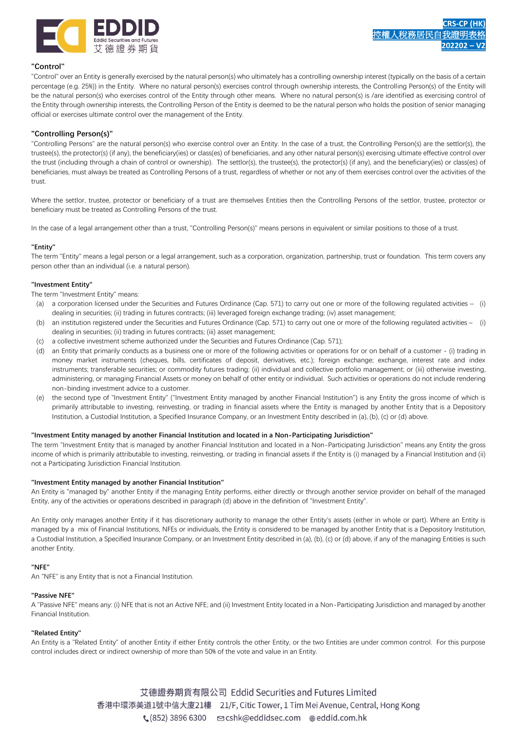**"Control"**

"Control" over an Entity is generally exercised by the natural person(s) who ultimately has a controlling ownership interest (typically on the basis of a certain percentage (e.g. 25%)) in the Entity. Where no natural person(s) exercises control through ownership interests, the Controlling Person(s) of the Entity will be the natural person(s) who exercises control of the Entity through other means. Where no natural person(s) is /are identified as exercising control of the Entity through ownership interests, the Controlling Person of the Entity is deemed to be the natural person who holds the position of senior managing official or exercises ultimate control over the management of the Entity.

**"Controlling Person(s)"**

"Controlling Persons" are the natural person(s) who exercise control over an Entity. In the case of a trust, the Controlling Person(s) are the settlor(s), the trustee(s), the protector(s) (if any), the beneficiary(ies) or class(es) of beneficiaries, and any other natural person(s) exercising ultimate effective control over the trust (including through a chain of control or ownership). The settlor(s), the trustee(s), the protector(s) (if any), and the beneficiary(ies) or class(es) of beneficiaries, must always be treated as Controlling Persons of a trust, regardless of whether or not any of them exercises control over the activities of the trust.

Where the settlor, trustee, protector or beneficiary of a trust are themselves Entities then the Controlling Persons of the settlor, trustee, protector or beneficiary must be treated as Controlling Persons of the trust.

In the case of a legal arrangement other than a trust, "Controlling Person(s)" means persons in equivalent or similar positions to those of a trust.

**"Entity"**

The term "Entity" means a legal person or a legal arrangement, such as a corporation, organization, partnership, trust or foundation. This term covers any person other than an individual (i.e. a natural person).

**"Investment Entity"**

The term "Investment Entity" means:

(a) a corporation licensed under the Securities and Futures Ordinance (Cap. 571) to carry out one or more of the following regulated activities – (i) dealing in securities; (ii) trading in futures contracts; (iii) leveraged foreign exchange trading; (iv) asset management;

(b) an institution registered under the Securities and Futures Ordinance (Cap. 571) to carry out one or more of the following regulated activities – (i) dealing in securities; (ii) trading in futures contracts; (iii) asset management;

(c) a collective investment scheme authorized under the Securities and Futures Ordinance (Cap. 571);

(d) an Entity that primarily conducts as a business one or more of the following activities or operations for or on behalf of a customer - (i) trading in money market instruments (cheques, bills, certificates of deposit, derivatives, etc.); foreign exchange; exchange, interest rate and index instruments; transferable securities; or commodity futures trading; (ii) individual and collective portfolio management; or (iii) otherwise investing, administering, or managing Financial Assets or money on behalf of other entity or individual. Such activities or operations do not include rendering non-binding investment advice to a customer.

(e) the second type of "Investment Entity" ("Investment Entity managed by another Financial Institution") is any Entity the gross income of which is primarily attributable to investing, reinvesting, or trading in financial assets where the Entity is managed by another Entity that is a Depository Institution, a Custodial Institution, a Specified Insurance Company, or an Investment Entity described in (a), (b), (c) or (d) above.

**"Investment Entity managed by another Financial Institution and located in a Non-Participating Jurisdiction"**

The term "Investment Entity that is managed by another Financial Institution and located in a Non-Participating Jurisdiction" means any Entity the gross income of which is primarily attributable to investing, reinvesting, or trading in financial assets if the Entity is (i) managed by a Financial Institution and (ii) not a Participating Jurisdiction Financial Institution.

**"Investment Entity managed by another Financial Institution"**

An Entity is "managed by" another Entity if the managing Entity performs, either directly or through another service provider on behalf of the managed Entity, any of the activities or operations described in paragraph (d) above in the definition of "Investment Entity".

An Entity only manages another Entity if it has discretionary authority to manage the other Entity's assets (either in whole or part). Where an Entity is managed by a mix of Financial Institutions, NFEs or individuals, the Entity is considered to be managed by another Entity that is a Depository Institution, a Custodial Institution, a Specified Insurance Company, or an Investment Entity described in (a), (b), (c) or (d) above, if any of the managing Entities is such another Entity.

**"NFE"**

An "NFE" is any Entity that is not a Financial Institution.

**"Passive NFE"**

A "Passive NFE" means any: (i) NFE that is not an Active NFE; and (ii) Investment Entity located in a Non-Participating Jurisdiction and managed by another Financial Institution.

**"Related Entity"**

An Entity is a "Related Entity" of another Entity if either Entity controls the other Entity, or the two Entities are under common control. For this purpose control includes direct or indirect ownership of more than 50% of the vote and value in an Entity.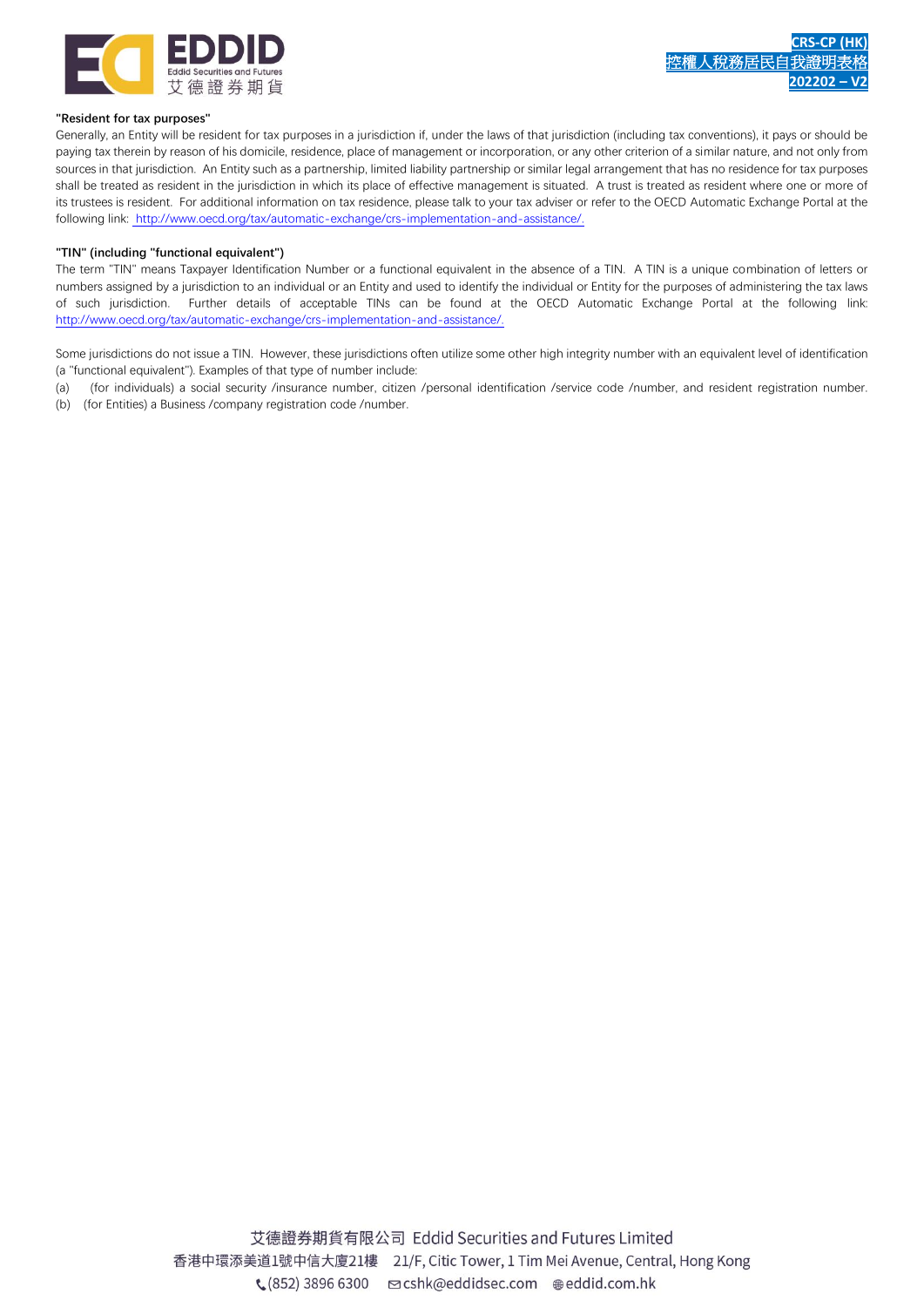**"Resident for tax purposes"**

Generally, an Entity will be resident for tax purposes in a jurisdiction if, under the laws of that jurisdiction (including tax conventions), it pays or should be paying tax therein by reason of his domicile, residence, place of management or incorporation, or any other criterion of a similar nature, and not only from sources in that jurisdiction. An Entity such as a partnership, limited liability partnership or similar legal arrangement that has no residence for tax purposes shall be treated as resident in the jurisdiction in which its place of effective management is situated. A trust is treated as resident where one or more of its trustees is resident. For additional information on tax residence, please talk to your tax adviser or refer to the OECD Automatic Exchange Portal at the following link: http://www.oecd.org/tax/automatic-exchange/crs-implementation-and-assistance/.

**"TIN" (including "functional equivalent")**

The term "TIN" means Taxpayer Identification Number or a functional equivalent in the absence of a TIN. A TIN is a unique combination of letters or numbers assigned by a jurisdiction to an individual or an Entity and used to identify the individual or Entity for the purposes of administering the tax laws of such jurisdiction. Further details of acceptable TINs can be found at the OECD Automatic Exchange Portal at the following link: http://www.oecd.org/tax/automatic-exchange/crs-implementation-and-assistance/.

Some jurisdictions do not issue a TIN. However, these jurisdictions often utilize some other high integrity number with an equivalent level of identification (a "functional equivalent"). Examples of that type of number include:

(a) (for individuals) a social security /insurance number, citizen /personal identification /service code /number, and resident registration number.

(b) (for Entities) a Business /company registration code /number.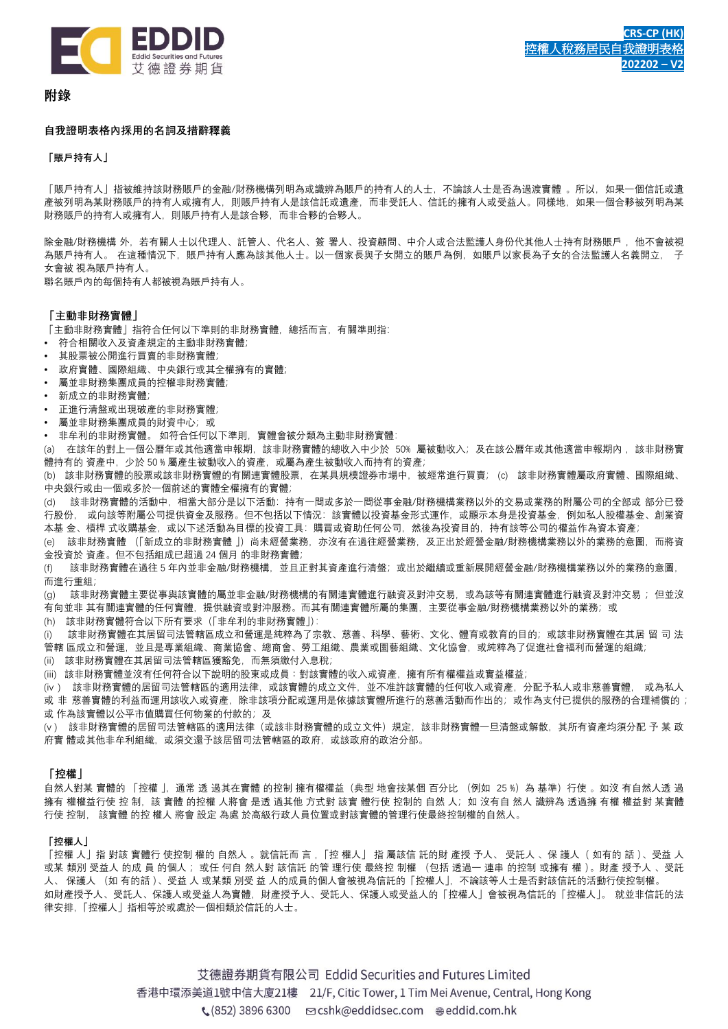## 附錄

### 自我證明表格內採用的名詞及措辭釋義

**「賬戶持有人」**

「賬戶持有人」指被維持該財務賬戶的金融/財務機構列明為或識辨為賬戶的持有人的人士，不論該人士是否為過渡實體 。所以，如果一個信託或遺產被列明為某財務賬戶的持有人或擁有人，則賬戶持有人是該信託或遺產，而非受託人、信託的擁有人或受益人。同樣地，如果一個合夥被列明為某財務賬戶的持有人或擁有人，則賬戶持有人是該合夥，而非合夥的合夥人。

除金融/財務機構 外，若有關人士以代理人、託管人、代名人、簽 署人、投資顧問、中介人或合法監護人身份代其他人士持有財務賬戶 ，他不會被視為賬戶持有人。 在這種情況下，賬戶持有人應為該其他人士。以一個家長與子女開立的賬戶為例，如賬戶以家長為子女的合法監護人名義開立， 子女會被 視為賬戶持有人。
聯名賬戶內的每個持有人都被視為賬戶持有人。

**「主動非財務實體」**

「主動非財務實體」指符合任何以下準則的非財務實體，總括而言，有關準則指：

- 符合相關收入及資產規定的主動非財務實體;
- 其股票被公開進行買賣的非財務實體;
- 政府實體、國際組織、中央銀行或其全權擁有的實體;
- 屬並非財務集團成員的控權非財務實體;
- 新成立的非財務實體;
- 正進行清盤或出現破產的非財務實體;
- 屬並非財務集團成員的財資中心；或
- 非牟利的非財務實體。 如符合任何以下準則，實體會被分類為主動非財務實體:

(a) 在該年的對上一個公曆年或其他適當申報期，該非財務實體的總收入中少於 50% 屬被動收入；及在該公曆年或其他適當申報期內 ，該非財務實體持有的 資產中，少於 50 % 屬產生被動收入的資產，或屬為產生被動收入而持有的資產;
(b) 該非財務實體的股票或該非財務實體的有關連實體股票，在某具規模證券市場中，被經常進行買賣； (c) 該非財務實體屬政府實體、國際組織、中央銀行或由一個或多於一個前述的實體全權擁有的實體;
(d) 該非財務實體的活動中，相當大部分是以下活動：持有一間或多於一間從事金融/財務機構業務以外的交易或業務的附屬公司的全部或 部分已發行股份， 或向該等附屬公司提供資金及服務。但不包括以下情況：該實體以投資基金形式運作，或顯示本身是投資基金，例如私人股權基金、創業資本基 金、槓桿 式收購基金，或以下述活動為目標的投資工具：購買或資助任何公司，然後為投資目的，持有該等公司的權益作為資本資產;
(e) 該非財務實體 （「新成立的非財務實體 」）尚未經營業務，亦沒有在過往經營業務，及正出於經營金融/財務機構業務以外的業務的意圖，而將資金投資於 資產。但不包括組成已超過 24 個月 的非財務實體;
(f) 該非財務實體在過往 5 年內並非金融/財務機構，並且正對其資產進行清盤；或出於繼續或重新展開經營金融/財務機構業務以外的業務的意圖，而進行重組；
(g) 該非財務實體主要從事與該實體的屬並非金融/財務機構的有關連實體進行融資及對沖交易，或為該等有關連實體進行融資及對沖交易 ；但並沒有向並非 其有關連實體的任何實體，提供融資或對沖服務。而其有關連實體所屬的集團，主要從事金融/財務機構業務以外的業務；或
(h) 該非財務實體符合以下所有要求（「非牟利的非財務實體」）:
(i) 該非財務實體在其居留司法管轄區成立和營運是純粹為了宗教、慈善、科學、藝術、文化、體育或教育的目的；或該非財務實體在其居 留 司 法管轄 區成立和營運，並且是專業組織、商業協會、總商會、勞工組織、農業或園藝組織、文化協會，或純粹為了促進社會福利而營運的組織;
(ii) 該非財務實體在其居留司法管轄區獲豁免，而無須繳付入息稅;
(iii) 該非財務實體並沒有任何符合以下說明的股東或成員：對該實體的收入或資產，擁有所有權權益或實益權益;
(iv ) 該非財務實體的居留司法管轄區的適用法律，或該實體的成立文件，並不准許該實體的任何收入或資產，分配予私人或非慈善實體， 或為私人或 非 慈善實體的利益而運用該收入或資產，除非該項分配或運用是依據該實體所進行的慈善活動而作出的；或作為支付已提供的服務的合理補償的；或 作為該實體以公平市值購買任何物業的付款的；及
(v ) 該非財務實體的居留司法管轄區的適用法律（或該非財務實體的成立文件）規定，該非財務實體一旦清盤或解散，其所有資產均須分配 予 某 政府實 體或其他非牟利組織，或須交還予該居留司法管轄區的政府，或該政府的政治分部。

**「控權」**

自然人對某 實體的 「控權 」，通常 透 過其在實體 的控制 擁有權權益（典型 地會按某個 百分比 （例如 25 %）為 基準）行使 。如沒 有自然人透 過擁有 權權益行使 控 制，該 實 體 的控權 人將會 是透 過其他 方式對 該實 體行使 控制的 自然 人；如 沒有自 然人 識辨為 透過擁 有權 權益對 某實體行使 控制， 該實體 的控 權人 將會 設定 為處 於高級行政人員位置或對該實體的管理行使最終控制權的自然人。

**「控權人」**

「控權 人」指 對該 實體行 使控制 權的 自然人 。就信託而 言，「控 權人」 指 屬該信 託的財 產授 予人、 受託人 、保 護人 ( 如有的 話 )、受益 人或某 類別 受益人 的成 員 的個人；或任 何自 然人對 該信託 的管 理行使 最終控 制權 （包括 透過一 連串 的控制 或擁有 權 )。財產 授予人 、受託 人、 保護人 （如 有的話 ）、受益 人 或某類 別受 益 人的成員的個人會被視為信託的「控權人」，不論該等人士是否對該信託的活動行使控制權。
如財產授予人、受託人、保護人或受益人為實體，財產授予人、受託人、保護人或受益人的「控權人」會被視為信託的「控權人」。 就並非信託的法律安排，「控權人」指相等於或處於一個相類於信託的人士。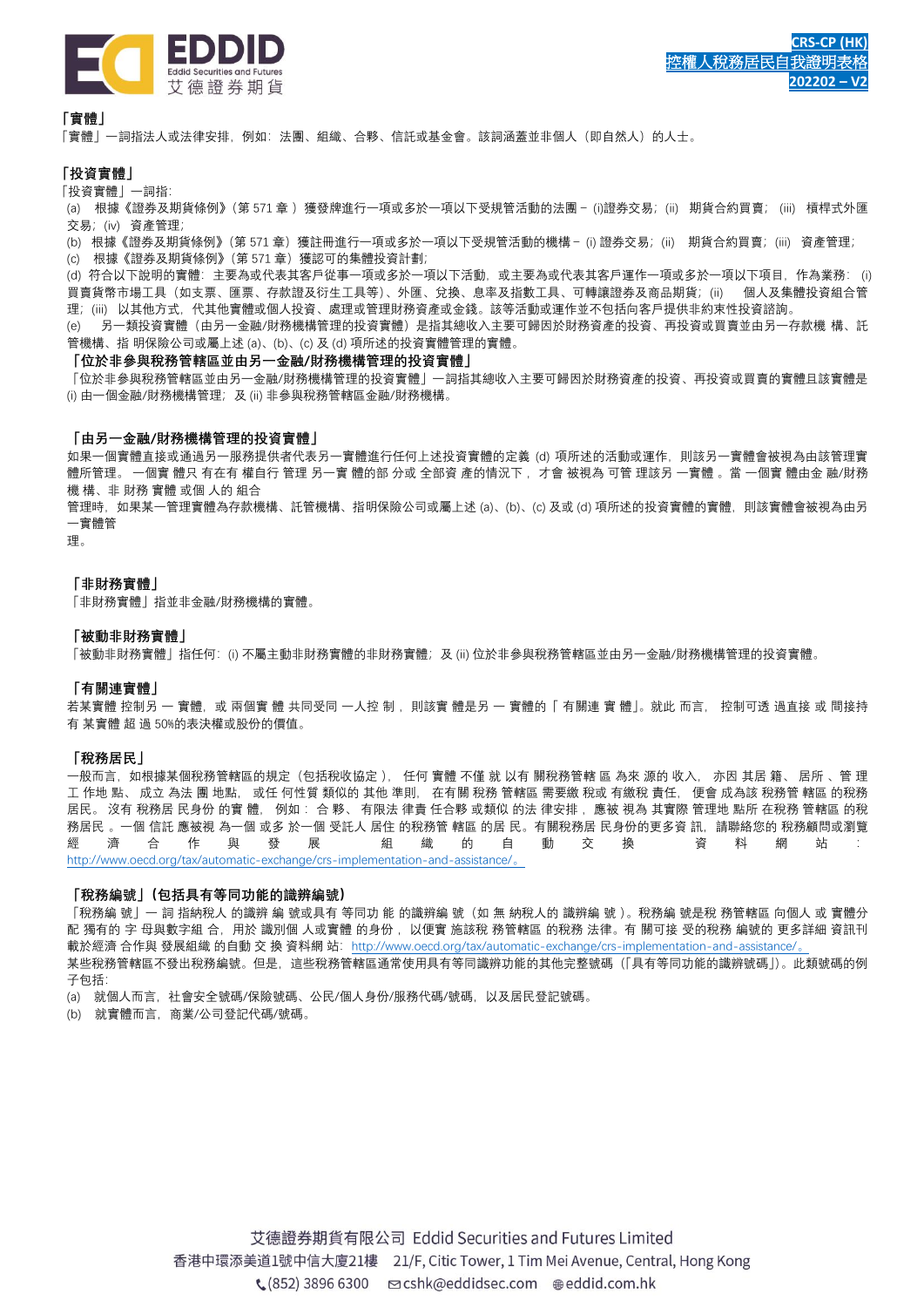## 「實體」

「實體」一詞指法人或法律安排，例如：法團、組織、合夥、信託或基金會。該詞涵蓋並非個人（即自然人）的人士。

## 「投資實體」

「投資實體」一詞指:

(a) 根據《證券及期貨條例》（第 571 章 ）獲發牌進行一項或多於一項以下受規管活動的法團 − (i)證券交易；(ii) 期貨合約買賣；(iii) 槓桿式外匯交易；(iv) 資產管理；

(b) 根據《證券及期貨條例》（第 571 章）獲註冊進行一項或多於一項以下受規管活動的機構 − (i) 證券交易；(ii) 期貨合約買賣；(iii) 資產管理；

(c) 根據《證券及期貨條例》（第 571 章）獲認可的集體投資計劃；

(d) 符合以下說明的實體：主要為或代表其客戶從事一項或多於一項以下活動，或主要為或代表其客戶運作一項或多於一項以下項目，作為業務：(i) 買賣貨幣市場工具（如支票、匯票、存款證及衍生工具等）、外匯、兌換、息率及指數工具、可轉讓證券及商品期貨；(ii) 個人及集體投資組合管理；(iii) 以其他方式，代其他實體或個人投資、處理或管理財務資產或金錢。該等活動或運作並不包括向客戶提供非約束性投資諮詢。

(e) 另一類投資實體（由另一金融/財務機構管理的投資實體）是指其總收入主要可歸因於財務資產的投資、再投資或買賣並由另一存款機 構、託管機構、指 明保險公司或屬上述 (a)、(b)、(c) 及 (d) 項所述的投資實體管理的實體。

## 「位於非參與稅務管轄區並由另一金融/財務機構管理的投資實體」

「位於非參與稅務管轄區並由另一金融/財務機構管理的投資實體」一詞指其總收入主要可歸因於財務資產的投資、再投資或買賣的實體且該實體是 (i) 由一個金融/財務機構管理；及 (ii) 非參與稅務管轄區金融/財務機構。

## 「由另一金融/財務機構管理的投資實體」

如果一個實體直接或通過另一服務提供者代表另一實體進行任何上述投資實體的定義 (d) 項所述的活動或運作，則該另一實體會被視為由該管理實體所管理。一個實 體只 有在有 權自行 管理 另一實 體的部 分或 全部資 產的情況下，才會 被視為 可管 理該另 一實體 。當 一個實 體由金 融/財務機 構、非 財務 實體 或個 人的 組合

管理時，如果某一管理實體為存款機構、託管機構、指明保險公司或屬上述 (a)、(b)、(c) 及或 (d) 項所述的投資實體的實體，則該實體會被視為由另一實體管

理。

## 「非財務實體」

「非財務實體」指並非金融/財務機構的實體。

## 「被動非財務實體」

「被動非財務實體」指任何：(i) 不屬主動非財務實體的非財務實體；及 (ii) 位於非參與稅務管轄區並由另一金融/財務機構管理的投資實體。

## 「有關連實體」

若某實體 控制另 一 實體，或 兩個實 體 共同受同 一人控 制 ，則該實 體是另 一 實體的「 有關連 實 體」。就此 而言， 控制可透 過直接 或 間接持有 某實體 超 過 50%的表決權或股份的價值。

## 「稅務居民」

一般而言，如根據某個稅務管轄區的規定（包括稅收協定）， 任何 實體 不僅 就 以有 關稅務管轄 區 為來 源的 收入， 亦因 其居 籍、 居所 、管 理 工 作地 點、 成立 為法 團 地點， 或任 何性質 類似的 其他 準則， 在有關 稅務 管轄區 需要繳 稅或 有繳稅 責任， 便會 成為該 稅務管 轄區 的稅務居民。 沒有 稅務居 民身份 的實 體， 例如 ：合 夥、 有限法 律責 任合夥 或類似 的法 律安排 ， 應被 視為 其實際 管理地 點所 在稅務 管轄區 的稅務居民 。一個 信託 應被視 為一個或多 於一個 受託人 居住 的稅務管 轄區 的居 民。有關稅務居 民身份的更多資 訊，請聯絡您的 稅務顧問或瀏覽經濟合作與發展組織的自動交換資料網站：http://www.oecd.org/tax/automatic-exchange/crs-implementation-and-assistance/。

## 「稅務編號」（包括具有等同功能的識辨編號）

「稅務編 號」一 詞 指納稅人 的識辨 編 號或具有 等同功 能 的識辨編 號（如 無 納稅人的 識辨編 號 ）。稅務編 號是稅 務管轄區 向個人 或 實體分配 獨有的 字 母與數字組 合，用於 識別個 人或實體 的身份 ，以便實 施該稅 務管轄區 的稅務 法律。有 關可接 受的稅務 編號的 更多詳細 資訊刊載於經濟 合作與 發展組織 的自動 交 換 資料網 站：http://www.oecd.org/tax/automatic-exchange/crs-implementation-and-assistance/。

某些稅務管轄區不發出稅務編號。但是，這些稅務管轄區通常使用具有等同識辨功能的其他完整號碼（「具有等同功能的識辨號碼」）。此類號碼的例子包括:

(a) 就個人而言，社會安全號碼/保險號碼、公民/個人身份/服務代碼/號碼，以及居民登記號碼。

(b) 就實體而言，商業/公司登記代碼/號碼。